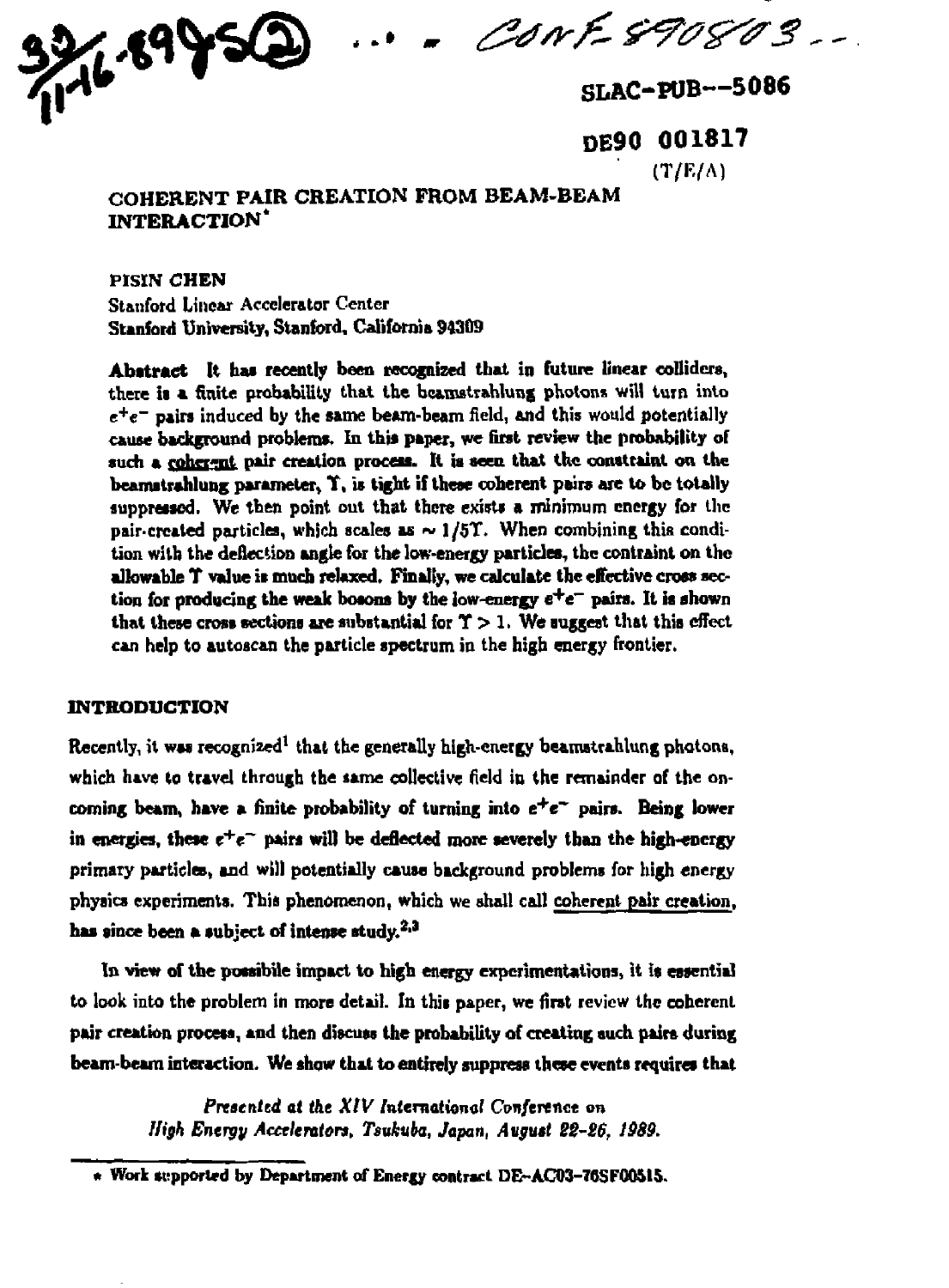SLAC-PUB--5086

DE90 001817

(T/E/A)

# COHERENT PAIR CREATION FROM BEAM-BEAM INTERACTION*

PISIN CHEN
Stanford Linear Accelerator Center
Stanford University, Stanford, California 94309

**Abstract** It has recently been recognized that in future linear colliders, there is a finite probability that the beamstrahlung photons will turn into $e^+e^-$ pairs induced by the same beam-beam field, and this would potentially cause background problems. In this paper, we first review the probability of such a coherent pair creation process. It is seen that the constraint on the beamstrahlung parameter, $\Upsilon$, is tight if these coherent pairs are to be totally suppressed. We then point out that there exists a minimum energy for the pair-created particles, which scales as $\sim 1/5\Upsilon$. When combining this condition with the deflection angle for the low-energy particles, the contraint on the allowable $\Upsilon$ value is much relaxed. Finally, we calculate the effective cross section for producing the weak bosons by the low-energy $e^+e^-$ pairs. It is shown that these cross sections are substantial for $\Upsilon > 1$. We suggest that this effect can help to autoscan the particle spectrum in the high energy frontier.

## INTRODUCTION

Recently, it was recognized[1] that the generally high-energy beamstrahlung photons, which have to travel through the same collective field in the remainder of the oncoming beam, have a finite probability of turning into $e^+e^-$ pairs. Being lower in energies, these $e^+e^-$ pairs will be deflected more severely than the high-energy primary particles, and will potentially cause background problems for high energy physics experiments. This phenomenon, which we shall call coherent pair creation, has since been a subject of intense study.[2,3]

In view of the possibile impact to high energy experimentations, it is essential to look into the problem in more detail. In this paper, we first review the coherent pair creation process, and then discuss the probability of creating such pairs during beam-beam interaction. We show that to entirely suppress these events requires that

*Presented at the XIV International Conference on High Energy Accelerators, Tsukuba, Japan, August 22-26, 1989.*

* Work supported by Department of Energy contract DE-AC03-76SF00515.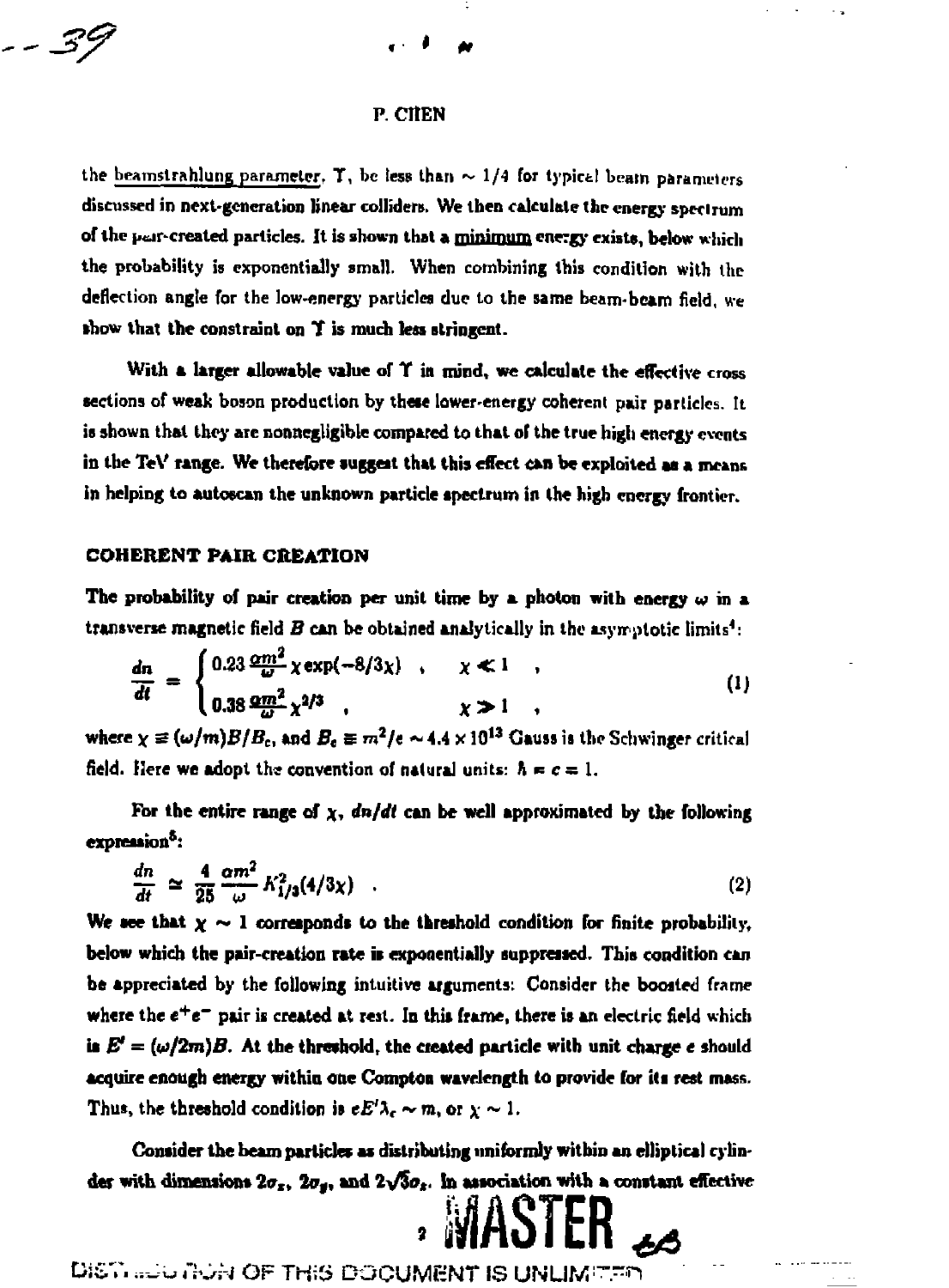the beamstrahlung parameter, $\Upsilon$, be less than $\sim 1/4$ for typical beam parameters discussed in next-generation linear colliders. We then calculate the energy spectrum of the pair-created particles. It is shown that a minimum energy exists, below which the probability is exponentially small. When combining this condition with the deflection angle for the low-energy particles due to the same beam-beam field, we show that the constraint on $\Upsilon$ is much less stringent.

With a larger allowable value of $\Upsilon$ in mind, we calculate the effective cross sections of weak boson production by these lower-energy coherent pair particles. It is shown that they are nonnegligible compared to that of the true high energy events in the TeV range. We therefore suggest that this effect can be exploited as a means in helping to autoscan the unknown particle spectrum in the high energy frontier.

## COHERENT PAIR CREATION

The probability of pair creation per unit time by a photon with energy $\omega$ in a transverse magnetic field $B$ can be obtained analytically in the asymptotic limits[4]:

$$\frac{dn}{dt} = \begin{cases} 0.23\,\frac{\alpha m^2}{\omega}\,\chi\exp(-8/3\chi) \quad , & \chi \ll 1 \quad , \\ 0.38\,\frac{\alpha m^2}{\omega}\,\chi^{2/3} \quad , & \chi \gg 1 \quad , \end{cases} \tag{1}$$

where $\chi \equiv (\omega/m)B/B_c$, and $B_c \equiv m^2/e \sim 4.4 \times 10^{13}$ Gauss is the Schwinger critical field. Here we adopt the convention of natural units: $\hbar = c = 1$.

For the entire range of $\chi$, $dn/dt$ can be well approximated by the following expression[5]:

$$\frac{dn}{dt} \simeq \frac{4}{25}\,\frac{\alpha m^2}{\omega}\,K_{1/3}^2(4/3\chi) \quad . \tag{2}$$

We see that $\chi \sim 1$ corresponds to the threshold condition for finite probability, below which the pair-creation rate is exponentially suppressed. This condition can be appreciated by the following intuitive arguments: Consider the boosted frame where the $e^+e^-$ pair is created at rest. In this frame, there is an electric field which is $E' = (\omega/2m)B$. At the threshold, the created particle with unit charge $e$ should acquire enough energy within one Compton wavelength to provide for its rest mass. Thus, the threshold condition is $eE'\lambda_c \sim m$, or $\chi \sim 1$.

Consider the beam particles as distributing uniformly within an elliptical cylinder with dimensions $2\sigma_x$, $2\sigma_y$, and $2\sqrt{3}\sigma_z$. In association with a constant effective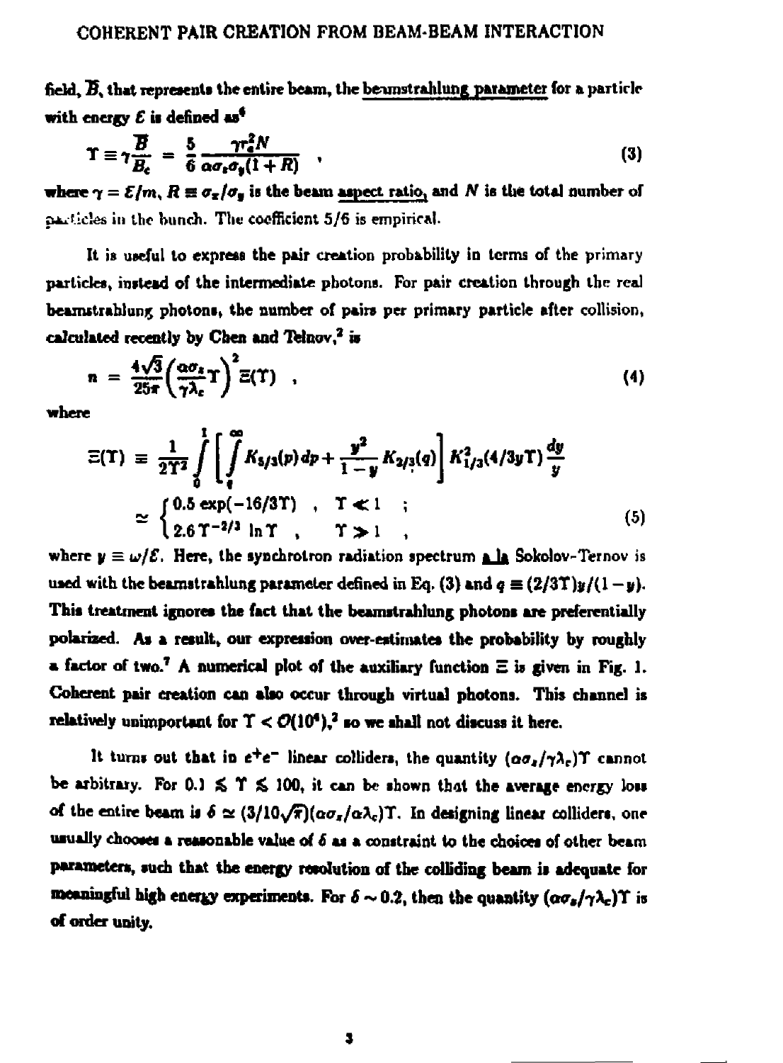field, $\overline{B}$, that represents the entire beam, the beamstrahlung parameter for a particle with energy $\mathcal{E}$ is defined as[6]

$$\Upsilon \equiv \gamma \frac{\overline{B}}{B_c} = \frac{5}{6} \frac{\gamma r_e^2 N}{\alpha \sigma_z \sigma_y (1+R)} \quad , \tag{3}$$

where $\gamma = \mathcal{E}/m$, $R \equiv \sigma_x/\sigma_y$ is the beam aspect ratio, and $N$ is the total number of particles in the bunch. The coefficient 5/6 is empirical.

It is useful to express the pair creation probability in terms of the primary particles, instead of the intermediate photons. For pair creation through the real beamstrahlung photons, the number of pairs per primary particle after collision, calculated recently by Chen and Telnov,[2] is

$$n = \frac{4\sqrt{3}}{25\pi} \left( \frac{\alpha \sigma_z}{\gamma \lambda_c} \Upsilon \right)^2 \Xi(\Upsilon) \quad , \tag{4}$$

where

$$\begin{aligned} \Xi(\Upsilon) &\equiv \frac{1}{2\Upsilon^2} \int_0^1 \left[ \int_q^\infty K_{5/3}(p)\,dp + \frac{y^2}{1-y} K_{2/3}(q) \right] K_{1/3}^2(4/3y\Upsilon) \frac{dy}{y} \\ &\simeq \begin{cases} 0.5 \exp(-16/3\Upsilon) \quad , & \Upsilon \ll 1 \quad ; \\ 2.6\, \Upsilon^{-2/3} \ln \Upsilon \quad , & \Upsilon \gg 1 \quad , \end{cases} \end{aligned} \tag{5}$$

where $y \equiv \omega/\mathcal{E}$. Here, the synchrotron radiation spectrum a la Sokolov-Ternov is used with the beamstrahlung parameter defined in Eq. (3) and $q \equiv (2/3\Upsilon)y/(1-y)$. This treatment ignores the fact that the beamstrahlung photons are preferentially polarized. As a result, our expression over-estimates the probability by roughly a factor of two.[7] A numerical plot of the auxiliary function $\Xi$ is given in Fig. 1. Coherent pair creation can also occur through virtual photons. This channel is relatively unimportant for $\Upsilon < \mathcal{O}(10^4)$,[2] so we shall not discuss it here.

It turns out that in $e^+e^-$ linear colliders, the quantity $(\alpha\sigma_z/\gamma\lambda_c)\Upsilon$ cannot be arbitrary. For $0.1 \lesssim \Upsilon \lesssim 100$, it can be shown that the average energy loss of the entire beam is $\delta \simeq (3/10\sqrt{\pi})(\alpha\sigma_z/\alpha\lambda_c)\Upsilon$. In designing linear colliders, one usually chooses a reasonable value of $\delta$ as a constraint to the choices of other beam parameters, such that the energy resolution of the colliding beam is adequate for meaningful high energy experiments. For $\delta \sim 0.2$, then the quantity $(\alpha\sigma_z/\gamma\lambda_c)\Upsilon$ is of order unity.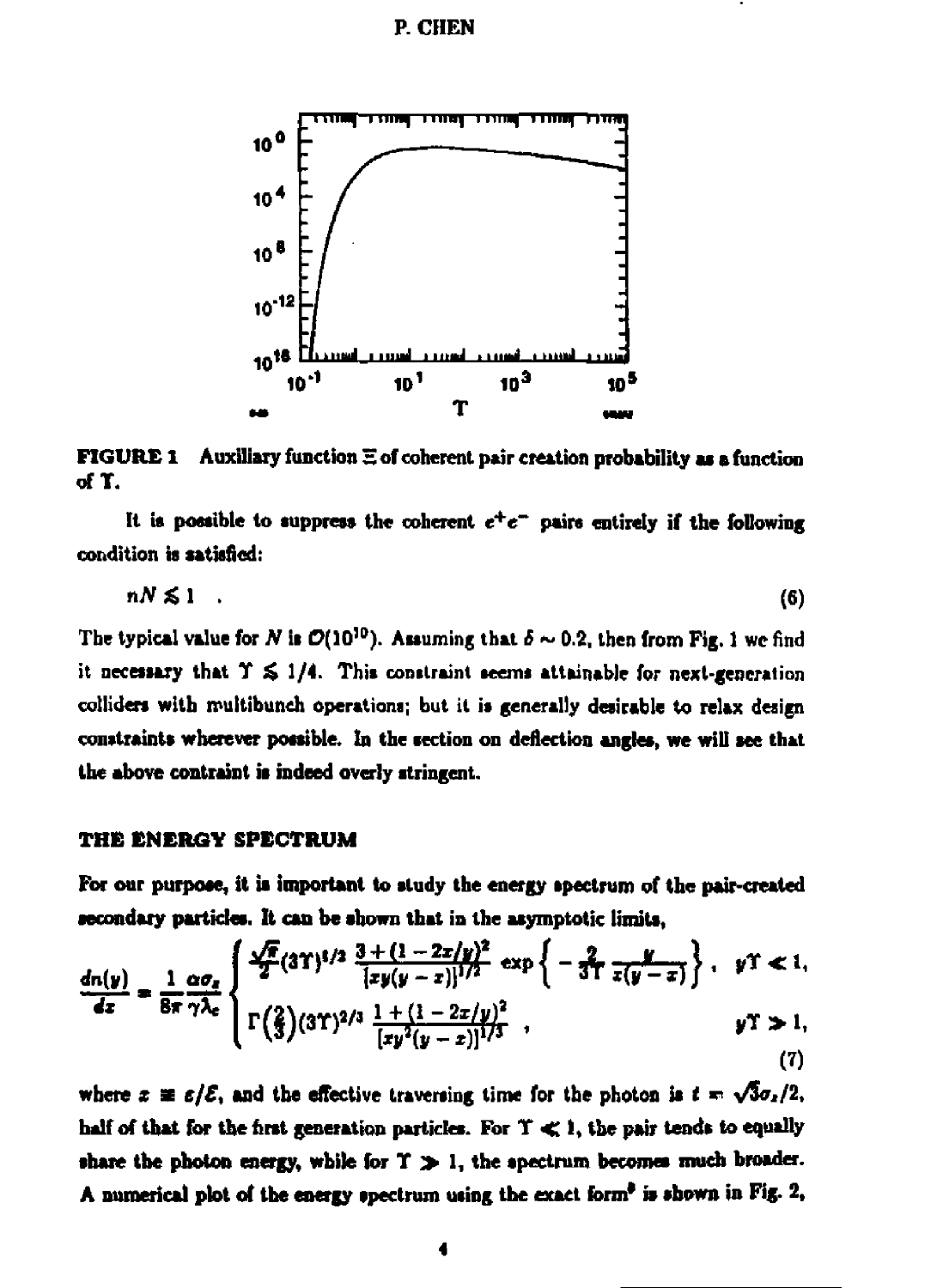FIGURE 1 Auxiliary function $\Xi$ of coherent pair creation probability as a function of $\Upsilon$.

It is possible to suppress the coherent $e^+e^-$ pairs entirely if the following condition is satisfied:

$$nN \lesssim 1 \quad . \tag{6}$$

The typical value for $N$ is $\mathcal{O}(10^{10})$. Assuming that $\delta \sim 0.2$, then from Fig. 1 we find it necessary that $\Upsilon \lesssim 1/4$. This constraint seems attainable for next-generation colliders with multibunch operations; but it is generally desirable to relax design constraints wherever possible. In the section on deflection angles, we will see that the above contraint is indeed overly stringent.

## THE ENERGY SPECTRUM

For our purpose, it is important to study the energy spectrum of the pair-created secondary particles. It can be shown that in the asymptotic limits,

$$\frac{dn(y)}{dx} = \frac{1}{8\pi}\frac{\alpha\sigma_z}{\gamma\lambda_e}\begin{cases} \frac{\sqrt{\pi}}{2}(3\Upsilon)^{1/2}\,\frac{3+(1-2x/y)^2}{[xy(y-x)]^{1/2}}\,\exp\left\{-\frac{2}{3\Upsilon}\frac{y}{x(y-x)}\right\}, & y\Upsilon \ll 1, \\ \Gamma\left(\frac{2}{3}\right)(3\Upsilon)^{2/3}\,\frac{1+(1-2x/y)^2}{[xy^2(y-x)]^{1/3}}\ , & y\Upsilon \gg 1, \end{cases} \tag{7}$$

where $x \equiv \varepsilon/\mathcal{E}$, and the effective traversing time for the photon is $t = \sqrt{3}\sigma_z/2$, half of that for the first generation particles. For $\Upsilon \ll 1$, the pair tends to equally share the photon energy, while for $\Upsilon \gg 1$, the spectrum becomes much broader. A numerical plot of the energy spectrum using the exact form[9] is shown in Fig. 2,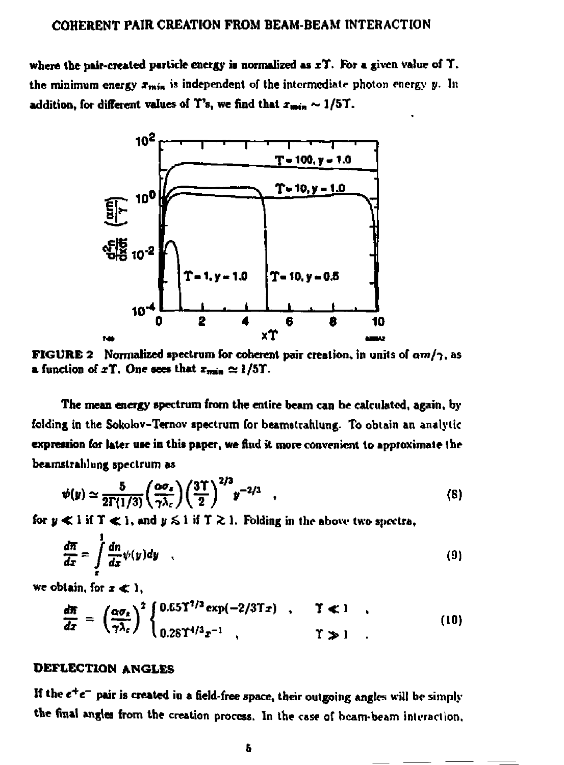where the pair-created particle energy is normalized as $x\Upsilon$. For a given value of $\Upsilon$, the minimum energy $x_{min}$ is independent of the intermediate photon energy $y$. In addition, for different values of $\Upsilon$'s, we find that $x_{min} \sim 1/5\Upsilon$.

FIGURE 2 Normalized spectrum for coherent pair creation, in units of $\alpha m/\gamma$, as a function of $x\Upsilon$. One sees that $x_{min} \simeq 1/5\Upsilon$.

The mean energy spectrum from the entire beam can be calculated, again, by folding in the Sokolov–Ternov spectrum for beamstrahlung. To obtain an analytic expression for later use in this paper, we find it more convenient to approximate the beamstrahlung spectrum as

$$\psi(y) \simeq \frac{5}{2\Gamma(1/3)}\left(\frac{\alpha\sigma_z}{\gamma\lambda_c}\right)\left(\frac{3\Upsilon}{2}\right)^{2/3} y^{-2/3} \quad , \tag{8}$$

for $y \ll 1$ if $\Upsilon \ll 1$, and $y \lesssim 1$ if $\Upsilon \gtrsim 1$. Folding in the above two spectra,

$$\frac{d\bar{n}}{dx} = \int_x^1 \frac{dn}{dx}\psi(y)dy \quad , \tag{9}$$

we obtain, for $x \ll 1$,

$$\frac{d\bar{n}}{dx} = \left(\frac{\alpha\sigma_z}{\gamma\lambda_c}\right)^2 \begin{cases} 0.65\Upsilon^{7/3}\exp(-2/3\Upsilon x) \quad , & \Upsilon \ll 1 \quad , \\ 0.28\Upsilon^{4/3}x^{-1} \quad , & \Upsilon \gg 1 \quad . \end{cases} \tag{10}$$

## DEFLECTION ANGLES

If the $e^+e^-$ pair is created in a field-free space, their outgoing angles will be simply the final angles from the creation process. In the case of beam-beam interaction,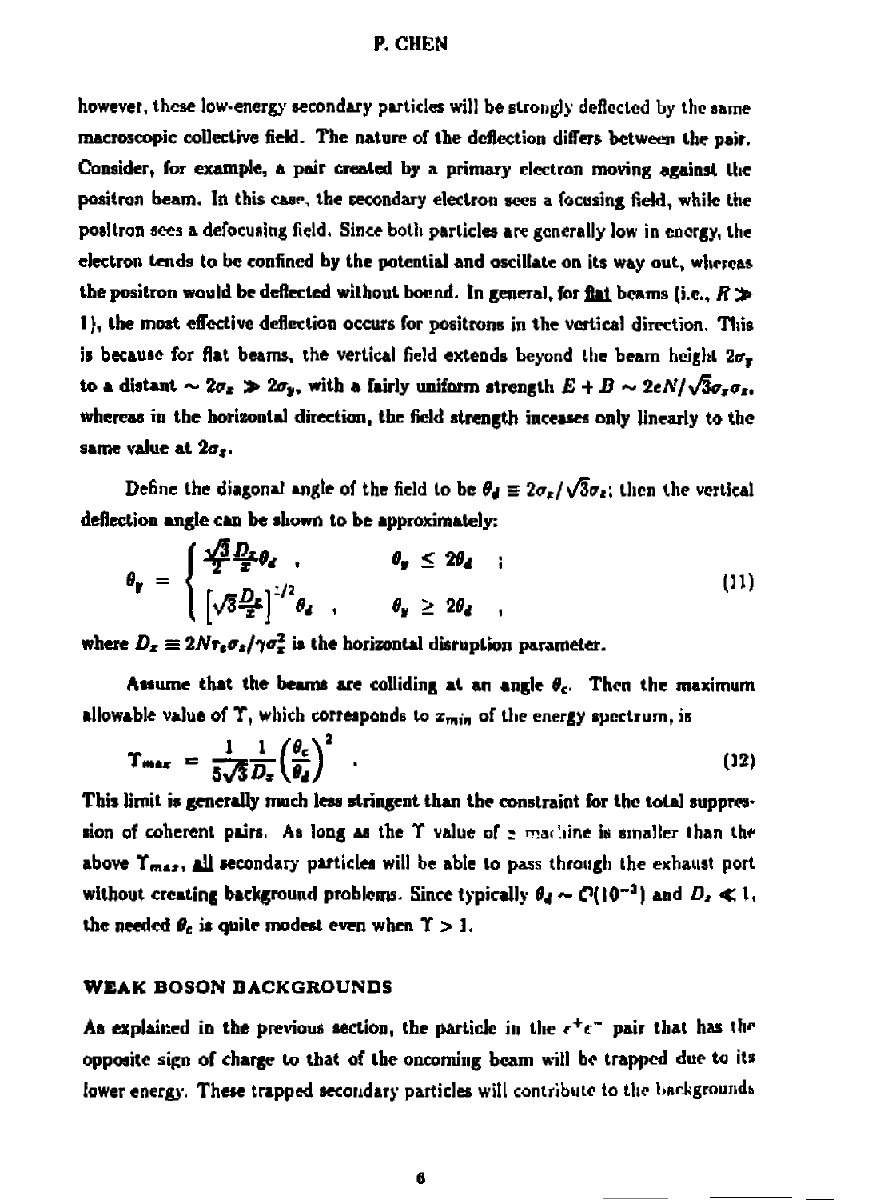however, these low-energy secondary particles will be strongly deflected by the same macroscopic collective field. The nature of the deflection differs between the pair. Consider, for example, a pair created by a primary electron moving against the positron beam. In this case, the secondary electron sees a focusing field, while the positron sees a defocusing field. Since both particles are generally low in energy, the electron tends to be confined by the potential and oscillate on its way out, whereas the positron would be deflected without bound. In general, for flat beams (i.e., $R \gg 1$), the most effective deflection occurs for positrons in the vertical direction. This is because for flat beams, the vertical field extends beyond the beam height $2\sigma_y$ to a distant $\sim 2\sigma_x \gg 2\sigma_y$, with a fairly uniform strength $E + B \sim 2eN/\sqrt{3}\sigma_x\sigma_z$, whereas in the horizontal direction, the field strength inceases only linearly to the same value at $2\sigma_x$.

Define the diagonal angle of the field to be $\theta_d \equiv 2\sigma_x/\sqrt{3}\sigma_z$; then the vertical deflection angle can be shown to be approximately:

$$\theta_y = \begin{cases} \frac{\sqrt{3}}{2}\frac{D_x}{x}\theta_d \ , & \theta_y \leq 2\theta_d \ ; \\ \left[\sqrt{3}\frac{D_x}{x}\right]^{1/2}\theta_d \ , & \theta_y \geq 2\theta_d \ , \end{cases} \tag{11}$$

where $D_x \equiv 2Nr_e\sigma_z/\gamma\sigma_x^2$ is the horizontal disruption parameter.

Assume that the beams are colliding at an angle $\theta_c$. Then the maximum allowable value of $\Upsilon$, which corresponds to $x_{min}$ of the energy spectrum, is

$$\Upsilon_{max} = \frac{1}{5\sqrt{3}}\frac{1}{D_x}\left(\frac{\theta_c}{\theta_d}\right)^2 \ . \tag{12}$$

This limit is generally much less stringent than the constraint for the total suppression of coherent pairs. As long as the $\Upsilon$ value of a machine is smaller than the above $\Upsilon_{max}$, all secondary particles will be able to pass through the exhaust port without creating background problems. Since typically $\theta_d \sim \mathcal{O}(10^{-3})$ and $D_x \ll 1$, the needed $\theta_c$ is quite modest even when $\Upsilon > 1$.

## WEAK BOSON BACKGROUNDS

As explained in the previous section, the particle in the $e^+e^-$ pair that has the opposite sign of charge to that of the oncoming beam will be trapped due to its lower energy. These trapped secondary particles will contribute to the backgrounds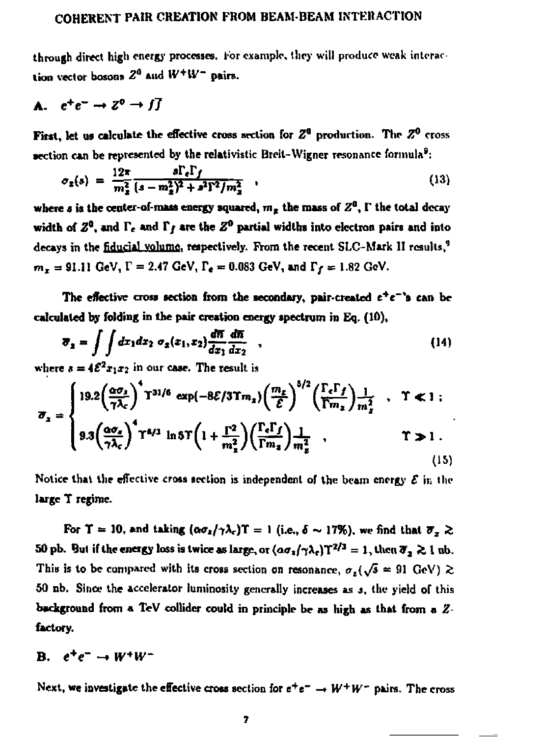through direct high energy processes. For example, they will produce weak interaction vector bosons $Z^0$ and $W^+W^-$ pairs.

### A. $e^+e^- \to Z^0 \to f\bar{f}$

First, let us calculate the effective cross section for $Z^0$ production. The $Z^0$ cross section can be represented by the relativistic Breit-Wigner resonance formula[9]:

$$\sigma_z(s) = \frac{12\pi}{m_z^2} \frac{s\Gamma_e\Gamma_f}{(s-m_z^2)^2 + s^2\Gamma^2/m_z^2} \quad , \tag{13}$$

where $s$ is the center-of-mass energy squared, $m_z$ the mass of $Z^0$, $\Gamma$ the total decay width of $Z^0$, and $\Gamma_e$ and $\Gamma_f$ are the $Z^0$ partial widths into electron pairs and into decays in the fiducial volume, respectively. From the recent SLC-Mark II results,[9] $m_z = 91.11$ GeV, $\Gamma = 2.47$ GeV, $\Gamma_e = 0.083$ GeV, and $\Gamma_f = 1.82$ GeV.

The effective cross section from the secondary, pair-created $e^+e^-$'s can be calculated by folding in the pair creation energy spectrum in Eq. (10),

$$\bar{\sigma}_z = \int\int dx_1 dx_2 \; \sigma_z(x_1, x_2) \frac{d\bar{n}}{dx_1} \frac{d\bar{n}}{dx_2} \quad , \tag{14}$$

where $s = 4\mathcal{E}^2 x_1 x_2$ in our case. The result is

$$\bar{\sigma}_z = \begin{cases} 19.2\left(\dfrac{\alpha\sigma_z}{\gamma\lambda_c}\right)^4 \Upsilon^{31/6} \exp(-8\mathcal{E}/3\Upsilon m_z)\left(\dfrac{m_z}{\mathcal{E}}\right)^{5/2}\left(\dfrac{\Gamma_e\Gamma_f}{\Gamma m_z}\right)\dfrac{1}{m_z^2} & , \quad \Upsilon \ll 1 \; ; \\[2ex] 9.3\left(\dfrac{\alpha\sigma_z}{\gamma\lambda_c}\right)^4 \Upsilon^{8/3} \ln 5\Upsilon\left(1 + \dfrac{\Gamma^2}{m_z^2}\right)\left(\dfrac{\Gamma_e\Gamma_f}{\Gamma m_z}\right)\dfrac{1}{m_z^2} & , \quad \Upsilon \gg 1 \; . \end{cases} \tag{15}$$

Notice that the effective cross section is independent of the beam energy $\mathcal{E}$ in the large $\Upsilon$ regime.

For $\Upsilon = 10$, and taking $(\alpha\sigma_z/\gamma\lambda_c)\Upsilon = 1$ (i.e., $\delta \sim 17\%$), we find that $\bar{\sigma}_z \gtrsim$ 50 pb. But if the energy loss is twice as large, or $(\alpha\sigma_z/\gamma\lambda_c)\Upsilon^{2/3} = 1$, then $\bar{\sigma}_z \gtrsim 1$ nb. This is to be compared with its cross section on resonance, $\sigma_z(\sqrt{s} = 91 \text{ GeV}) \gtrsim$ 50 nb. Since the accelerator luminosity generally increases as $s$, the yield of this background from a TeV collider could in principle be as high as that from a $Z$-factory.

### B. $e^+e^- \to W^+W^-$

Next, we investigate the effective cross section for $e^+e^- \to W^+W^-$ pairs. The cross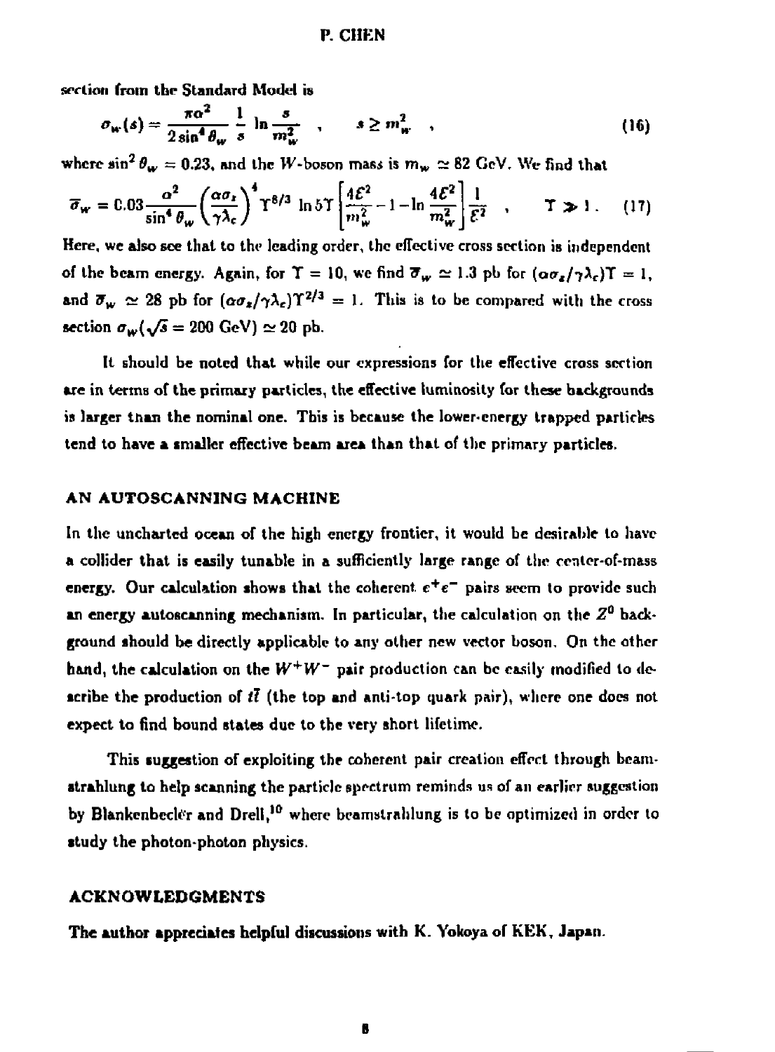section from the Standard Model is

$$\sigma_w(s) = \frac{\pi\alpha^2}{2\sin^4\theta_w}\,\frac{1}{s}\,\ln\frac{s}{m_w^2} \quad , \qquad s \geq m_w^2 \quad , \tag{16}$$

where $\sin^2\theta_w = 0.23$, and the $W$-boson mass is $m_w \simeq 82$ GeV. We find that

$$\overline{\sigma}_W = 0.03\frac{\alpha^2}{\sin^4\theta_w}\left(\frac{\alpha\sigma_z}{\gamma\lambda_c}\right)^4 \Upsilon^{8/3}\,\ln 5\Upsilon\left[\frac{4\mathcal{E}^2}{m_w^2} - 1 - \ln\frac{4\mathcal{E}^2}{m_w^2}\right]\frac{1}{\mathcal{E}^2} \quad , \qquad \Upsilon \gg 1 \,. \tag{17}$$

Here, we also see that to the leading order, the effective cross section is independent of the beam energy. Again, for $\Upsilon = 10$, we find $\overline{\sigma}_w \simeq 1.3$ pb for $(\alpha\sigma_z/\gamma\lambda_c)\Upsilon = 1$, and $\overline{\sigma}_w \simeq 28$ pb for $(\alpha\sigma_z/\gamma\lambda_c)\Upsilon^{2/3} = 1$. This is to be compared with the cross section $\sigma_W(\sqrt{s} = 200 \text{ GeV}) \simeq 20$ pb.

It should be noted that while our expressions for the effective cross section are in terms of the primary particles, the effective luminosity for these backgrounds is larger than the nominal one. This is because the lower-energy trapped particles tend to have a smaller effective beam area than that of the primary particles.

## AN AUTOSCANNING MACHINE

In the uncharted ocean of the high energy frontier, it would be desirable to have a collider that is easily tunable in a sufficiently large range of the center-of-mass energy. Our calculation shows that the coherent $e^+e^-$ pairs seem to provide such an energy autoscanning mechanism. In particular, the calculation on the $Z^0$ background should be directly applicable to any other new vector boson. On the other hand, the calculation on the $W^+W^-$ pair production can be easily modified to describe the production of $t\bar{t}$ (the top and anti-top quark pair), where one does not expect to find bound states due to the very short lifetime.

This suggestion of exploiting the coherent pair creation effect through beamstrahlung to help scanning the particle spectrum reminds us of an earlier suggestion by Blankenbecler and Drell,[10] where beamstrahlung is to be optimized in order to study the photon-photon physics.

## ACKNOWLEDGMENTS

**The author appreciates helpful discussions with K. Yokoya of KEK, Japan.**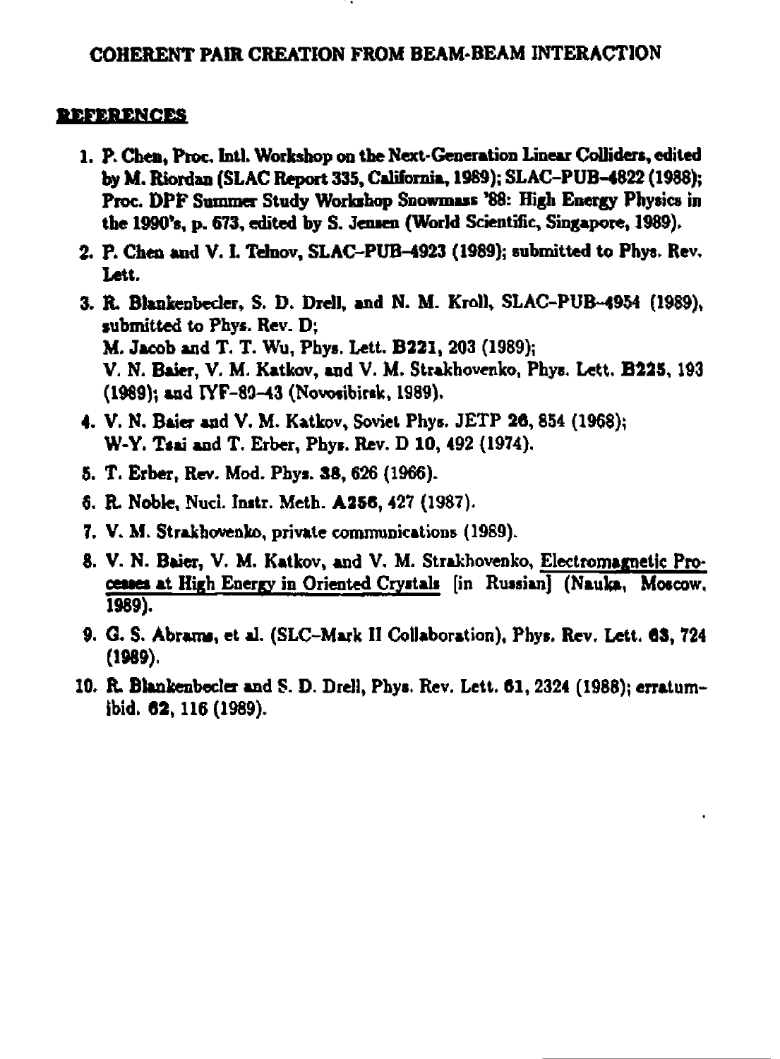COHERENT PAIR CREATION FROM BEAM-BEAM INTERACTION

## REFERENCES

1. P. Chen, Proc. Intl. Workshop on the Next-Generation Linear Colliders, edited by M. Riordan (SLAC Report 335, California, 1989); SLAC–PUB–4822 (1988); Proc. DPF Summer Study Workshop Snowmass '88: High Energy Physics in the 1990's, p. 673, edited by S. Jensen (World Scientific, Singapore, 1989).
2. P. Chen and V. I. Telnov, SLAC–PUB–4923 (1989); submitted to Phys. Rev. Lett.
3. R. Blankenbecler, S. D. Drell, and N. M. Kroll, SLAC–PUB–4954 (1989), submitted to Phys. Rev. D;
   M. Jacob and T. T. Wu, Phys. Lett. **B221**, 203 (1989);
   V. N. Baier, V. M. Katkov, and V. M. Strakhovenko, Phys. Lett. **B225**, 193 (1989); and IYF–89–43 (Novosibirsk, 1989).
4. V. N. Baier and V. M. Katkov, Soviet Phys. JETP **26**, 854 (1968);
   W-Y. Tsai and T. Erber, Phys. Rev. D **10**, 492 (1974).
5. T. Erber, Rev. Mod. Phys. **38**, 626 (1966).
6. R. Noble, Nucl. Instr. Meth. **A256**, 427 (1987).
7. V. M. Strakhovenko, private communications (1989).
8. V. N. Baier, V. M. Katkov, and V. M. Strakhovenko, Electromagnetic Processes at High Energy in Oriented Crystals [in Russian] (Nauka, Moscow, 1989).
9. G. S. Abrams, et al. (SLC–Mark II Collaboration), Phys. Rev. Lett. **63**, 724 (1989).
10. R. Blankenbecler and S. D. Drell, Phys. Rev. Lett. **61**, 2324 (1988); erratum–ibid. **62**, 116 (1989).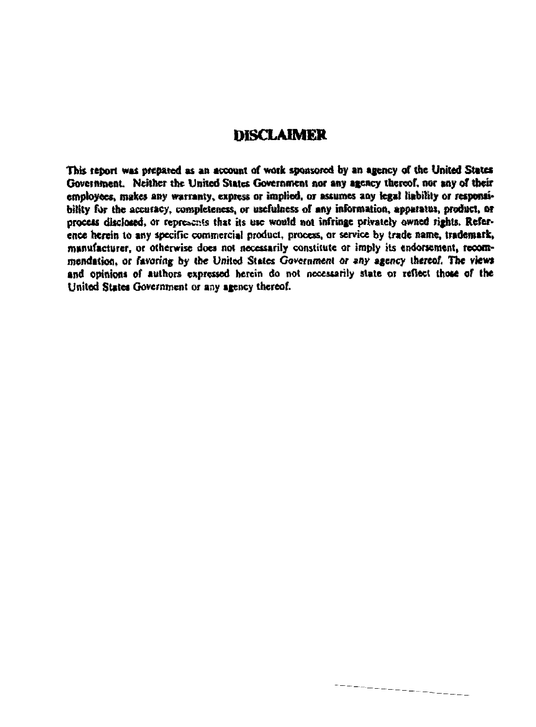# DISCLAIMER

This report was prepared as an account of work sponsored by an agency of the United States Government. Neither the United States Government nor any agency thereof, nor any of their employees, makes any warranty, express or implied, or assumes any legal liability or responsibility for the accuracy, completeness, or usefulness of any information, apparatus, product, or process disclosed, or represents that its use would not infringe privately owned rights. Reference herein to any specific commercial product, process, or service by trade name, trademark, manufacturer, or otherwise does not necessarily constitute or imply its endorsement, recommendation, or favoring by the United States Government or any agency thereof. The views and opinions of authors expressed herein do not necessarily state or reflect those of the United States Government or any agency thereof.